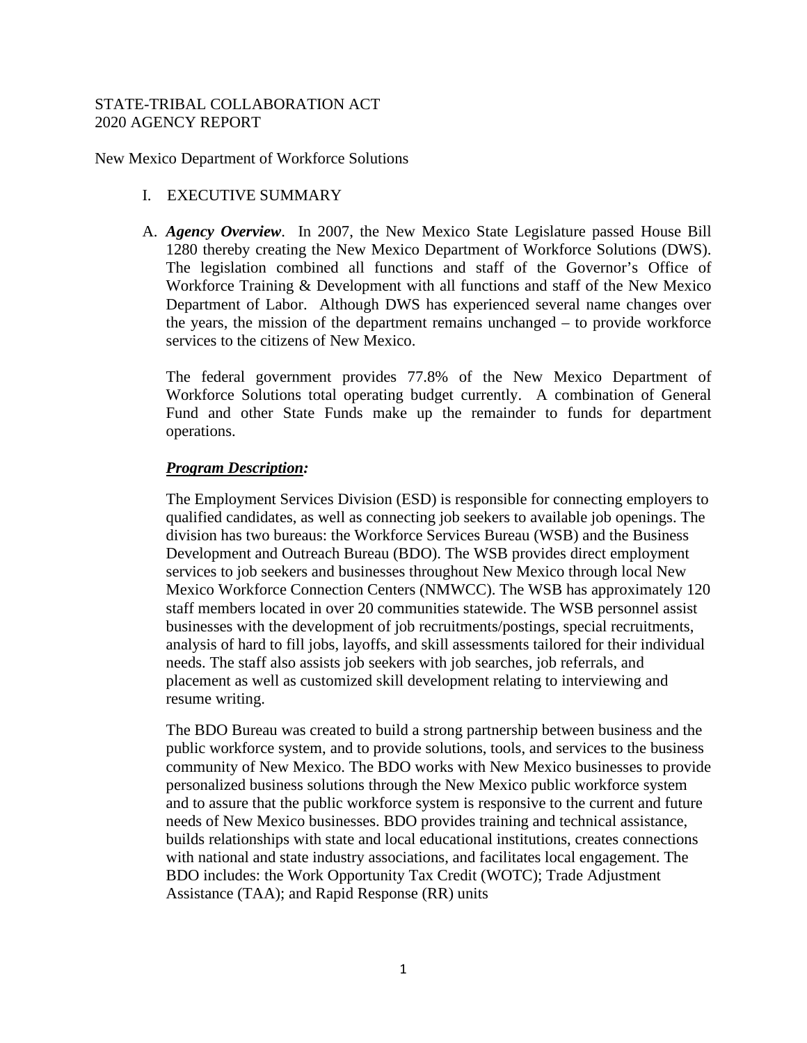STATE-TRIBAL COLLABORATION ACT
2020 AGENCY REPORT

New Mexico Department of Workforce Solutions

## I. EXECUTIVE SUMMARY

A. ***Agency Overview***. In 2007, the New Mexico State Legislature passed House Bill 1280 thereby creating the New Mexico Department of Workforce Solutions (DWS). The legislation combined all functions and staff of the Governor's Office of Workforce Training & Development with all functions and staff of the New Mexico Department of Labor. Although DWS has experienced several name changes over the years, the mission of the department remains unchanged – to provide workforce services to the citizens of New Mexico.

The federal government provides 77.8% of the New Mexico Department of Workforce Solutions total operating budget currently. A combination of General Fund and other State Funds make up the remainder to funds for department operations.

***<u>Program Description</u>:***

The Employment Services Division (ESD) is responsible for connecting employers to qualified candidates, as well as connecting job seekers to available job openings. The division has two bureaus: the Workforce Services Bureau (WSB) and the Business Development and Outreach Bureau (BDO). The WSB provides direct employment services to job seekers and businesses throughout New Mexico through local New Mexico Workforce Connection Centers (NMWCC). The WSB has approximately 120 staff members located in over 20 communities statewide. The WSB personnel assist businesses with the development of job recruitments/postings, special recruitments, analysis of hard to fill jobs, layoffs, and skill assessments tailored for their individual needs. The staff also assists job seekers with job searches, job referrals, and placement as well as customized skill development relating to interviewing and resume writing.

The BDO Bureau was created to build a strong partnership between business and the public workforce system, and to provide solutions, tools, and services to the business community of New Mexico. The BDO works with New Mexico businesses to provide personalized business solutions through the New Mexico public workforce system and to assure that the public workforce system is responsive to the current and future needs of New Mexico businesses. BDO provides training and technical assistance, builds relationships with state and local educational institutions, creates connections with national and state industry associations, and facilitates local engagement. The BDO includes: the Work Opportunity Tax Credit (WOTC); Trade Adjustment Assistance (TAA); and Rapid Response (RR) units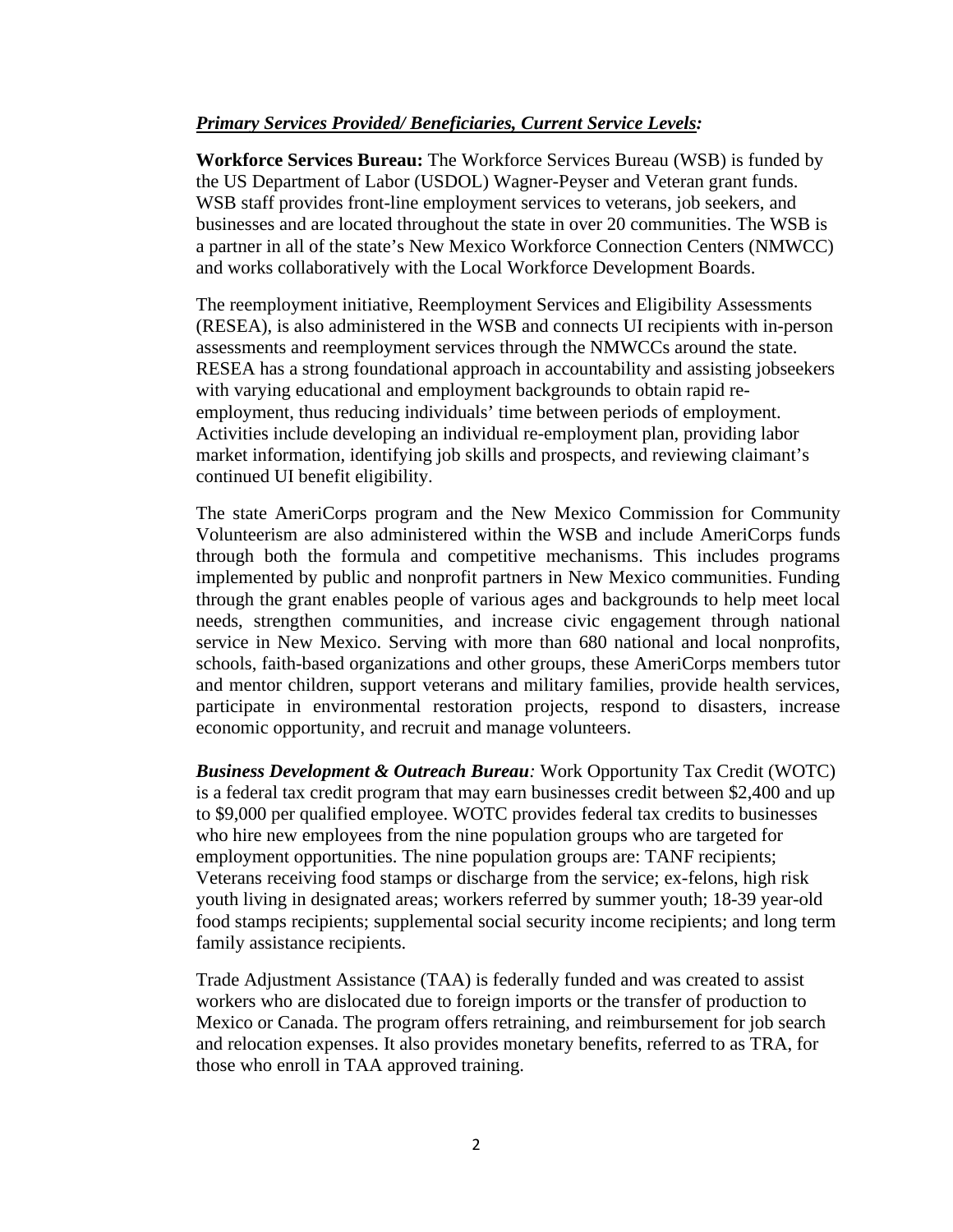***Primary Services Provided/ Beneficiaries, Current Service Levels:***

**Workforce Services Bureau:** The Workforce Services Bureau (WSB) is funded by the US Department of Labor (USDOL) Wagner-Peyser and Veteran grant funds. WSB staff provides front-line employment services to veterans, job seekers, and businesses and are located throughout the state in over 20 communities. The WSB is a partner in all of the state's New Mexico Workforce Connection Centers (NMWCC) and works collaboratively with the Local Workforce Development Boards.

The reemployment initiative, Reemployment Services and Eligibility Assessments (RESEA), is also administered in the WSB and connects UI recipients with in-person assessments and reemployment services through the NMWCCs around the state. RESEA has a strong foundational approach in accountability and assisting jobseekers with varying educational and employment backgrounds to obtain rapid re-employment, thus reducing individuals' time between periods of employment. Activities include developing an individual re-employment plan, providing labor market information, identifying job skills and prospects, and reviewing claimant's continued UI benefit eligibility.

The state AmeriCorps program and the New Mexico Commission for Community Volunteerism are also administered within the WSB and include AmeriCorps funds through both the formula and competitive mechanisms. This includes programs implemented by public and nonprofit partners in New Mexico communities. Funding through the grant enables people of various ages and backgrounds to help meet local needs, strengthen communities, and increase civic engagement through national service in New Mexico. Serving with more than 680 national and local nonprofits, schools, faith-based organizations and other groups, these AmeriCorps members tutor and mentor children, support veterans and military families, provide health services, participate in environmental restoration projects, respond to disasters, increase economic opportunity, and recruit and manage volunteers.

***Business Development & Outreach Bureau****:* Work Opportunity Tax Credit (WOTC) is a federal tax credit program that may earn businesses credit between $2,400 and up to $9,000 per qualified employee. WOTC provides federal tax credits to businesses who hire new employees from the nine population groups who are targeted for employment opportunities. The nine population groups are: TANF recipients; Veterans receiving food stamps or discharge from the service; ex-felons, high risk youth living in designated areas; workers referred by summer youth; 18-39 year-old food stamps recipients; supplemental social security income recipients; and long term family assistance recipients.

Trade Adjustment Assistance (TAA) is federally funded and was created to assist workers who are dislocated due to foreign imports or the transfer of production to Mexico or Canada. The program offers retraining, and reimbursement for job search and relocation expenses. It also provides monetary benefits, referred to as TRA, for those who enroll in TAA approved training.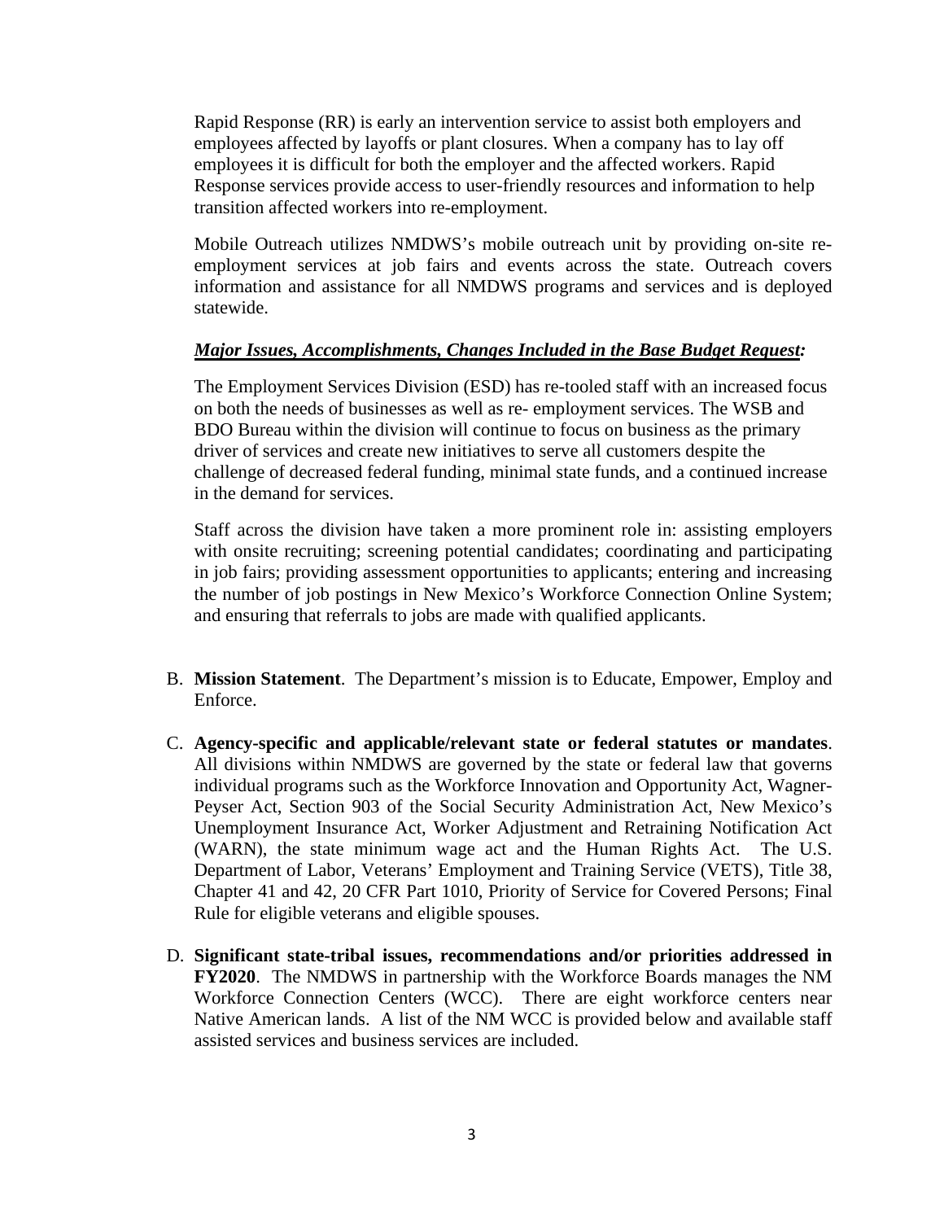Rapid Response (RR) is early an intervention service to assist both employers and employees affected by layoffs or plant closures. When a company has to lay off employees it is difficult for both the employer and the affected workers. Rapid Response services provide access to user-friendly resources and information to help transition affected workers into re-employment.

Mobile Outreach utilizes NMDWS's mobile outreach unit by providing on-site re-employment services at job fairs and events across the state. Outreach covers information and assistance for all NMDWS programs and services and is deployed statewide.

***Major Issues, Accomplishments, Changes Included in the Base Budget Request:***

The Employment Services Division (ESD) has re-tooled staff with an increased focus on both the needs of businesses as well as re- employment services. The WSB and BDO Bureau within the division will continue to focus on business as the primary driver of services and create new initiatives to serve all customers despite the challenge of decreased federal funding, minimal state funds, and a continued increase in the demand for services.

Staff across the division have taken a more prominent role in: assisting employers with onsite recruiting; screening potential candidates; coordinating and participating in job fairs; providing assessment opportunities to applicants; entering and increasing the number of job postings in New Mexico's Workforce Connection Online System; and ensuring that referrals to jobs are made with qualified applicants.

B. **Mission Statement**. The Department's mission is to Educate, Empower, Employ and Enforce.

C. **Agency-specific and applicable/relevant state or federal statutes or mandates**. All divisions within NMDWS are governed by the state or federal law that governs individual programs such as the Workforce Innovation and Opportunity Act, Wagner-Peyser Act, Section 903 of the Social Security Administration Act, New Mexico's Unemployment Insurance Act, Worker Adjustment and Retraining Notification Act (WARN), the state minimum wage act and the Human Rights Act. The U.S. Department of Labor, Veterans' Employment and Training Service (VETS), Title 38, Chapter 41 and 42, 20 CFR Part 1010, Priority of Service for Covered Persons; Final Rule for eligible veterans and eligible spouses.

D. **Significant state-tribal issues, recommendations and/or priorities addressed in FY2020**. The NMDWS in partnership with the Workforce Boards manages the NM Workforce Connection Centers (WCC). There are eight workforce centers near Native American lands. A list of the NM WCC is provided below and available staff assisted services and business services are included.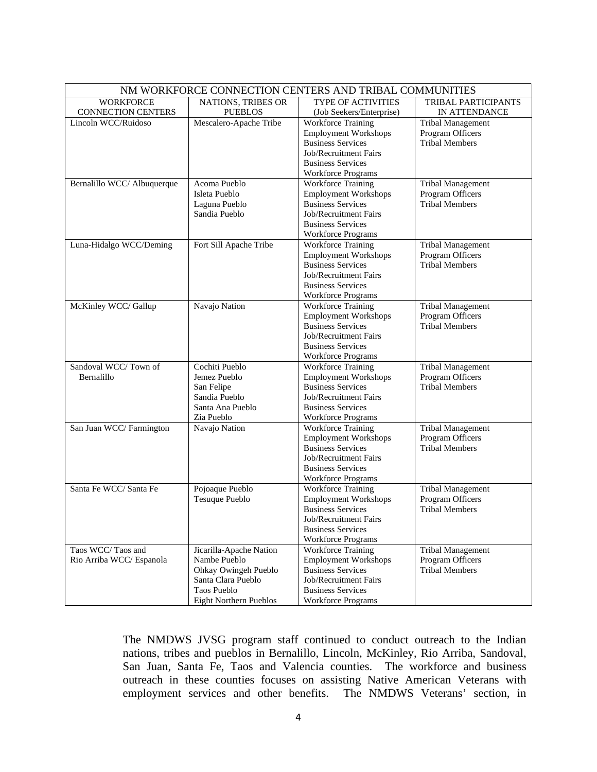| NM WORKFORCE CONNECTION CENTERS AND TRIBAL COMMUNITIES | | | |
|---|---|---|---|
| WORKFORCE CONNECTION CENTERS | NATIONS, TRIBES OR PUEBLOS | TYPE OF ACTIVITIES (Job Seekers/Enterprise) | TRIBAL PARTICIPANTS IN ATTENDANCE |
| Lincoln WCC/Ruidoso | Mescalero-Apache Tribe | Workforce Training<br>Employment Workshops<br>Business Services<br>Job/Recruitment Fairs<br>Business Services<br>Workforce Programs | Tribal Management<br>Program Officers<br>Tribal Members |
| Bernalillo WCC/ Albuquerque | Acoma Pueblo<br>Isleta Pueblo<br>Laguna Pueblo<br>Sandia Pueblo | Workforce Training<br>Employment Workshops<br>Business Services<br>Job/Recruitment Fairs<br>Business Services<br>Workforce Programs | Tribal Management<br>Program Officers<br>Tribal Members |
| Luna-Hidalgo WCC/Deming | Fort Sill Apache Tribe | Workforce Training<br>Employment Workshops<br>Business Services<br>Job/Recruitment Fairs<br>Business Services<br>Workforce Programs | Tribal Management<br>Program Officers<br>Tribal Members |
| McKinley WCC/ Gallup | Navajo Nation | Workforce Training<br>Employment Workshops<br>Business Services<br>Job/Recruitment Fairs<br>Business Services<br>Workforce Programs | Tribal Management<br>Program Officers<br>Tribal Members |
| Sandoval WCC/ Town of Bernalillo | Cochiti Pueblo<br>Jemez Pueblo<br>San Felipe<br>Sandia Pueblo<br>Santa Ana Pueblo<br>Zia Pueblo | Workforce Training<br>Employment Workshops<br>Business Services<br>Job/Recruitment Fairs<br>Business Services<br>Workforce Programs | Tribal Management<br>Program Officers<br>Tribal Members |
| San Juan WCC/ Farmington | Navajo Nation | Workforce Training<br>Employment Workshops<br>Business Services<br>Job/Recruitment Fairs<br>Business Services<br>Workforce Programs | Tribal Management<br>Program Officers<br>Tribal Members |
| Santa Fe WCC/ Santa Fe | Pojoaque Pueblo<br>Tesuque Pueblo | Workforce Training<br>Employment Workshops<br>Business Services<br>Job/Recruitment Fairs<br>Business Services<br>Workforce Programs | Tribal Management<br>Program Officers<br>Tribal Members |
| Taos WCC/ Taos and Rio Arriba WCC/ Espanola | Jicarilla-Apache Nation<br>Nambe Pueblo<br>Ohkay Owingeh Pueblo<br>Santa Clara Pueblo<br>Taos Pueblo<br>Eight Northern Pueblos | Workforce Training<br>Employment Workshops<br>Business Services<br>Job/Recruitment Fairs<br>Business Services<br>Workforce Programs | Tribal Management<br>Program Officers<br>Tribal Members |

The NMDWS JVSG program staff continued to conduct outreach to the Indian nations, tribes and pueblos in Bernalillo, Lincoln, McKinley, Rio Arriba, Sandoval, San Juan, Santa Fe, Taos and Valencia counties. The workforce and business outreach in these counties focuses on assisting Native American Veterans with employment services and other benefits. The NMDWS Veterans' section, in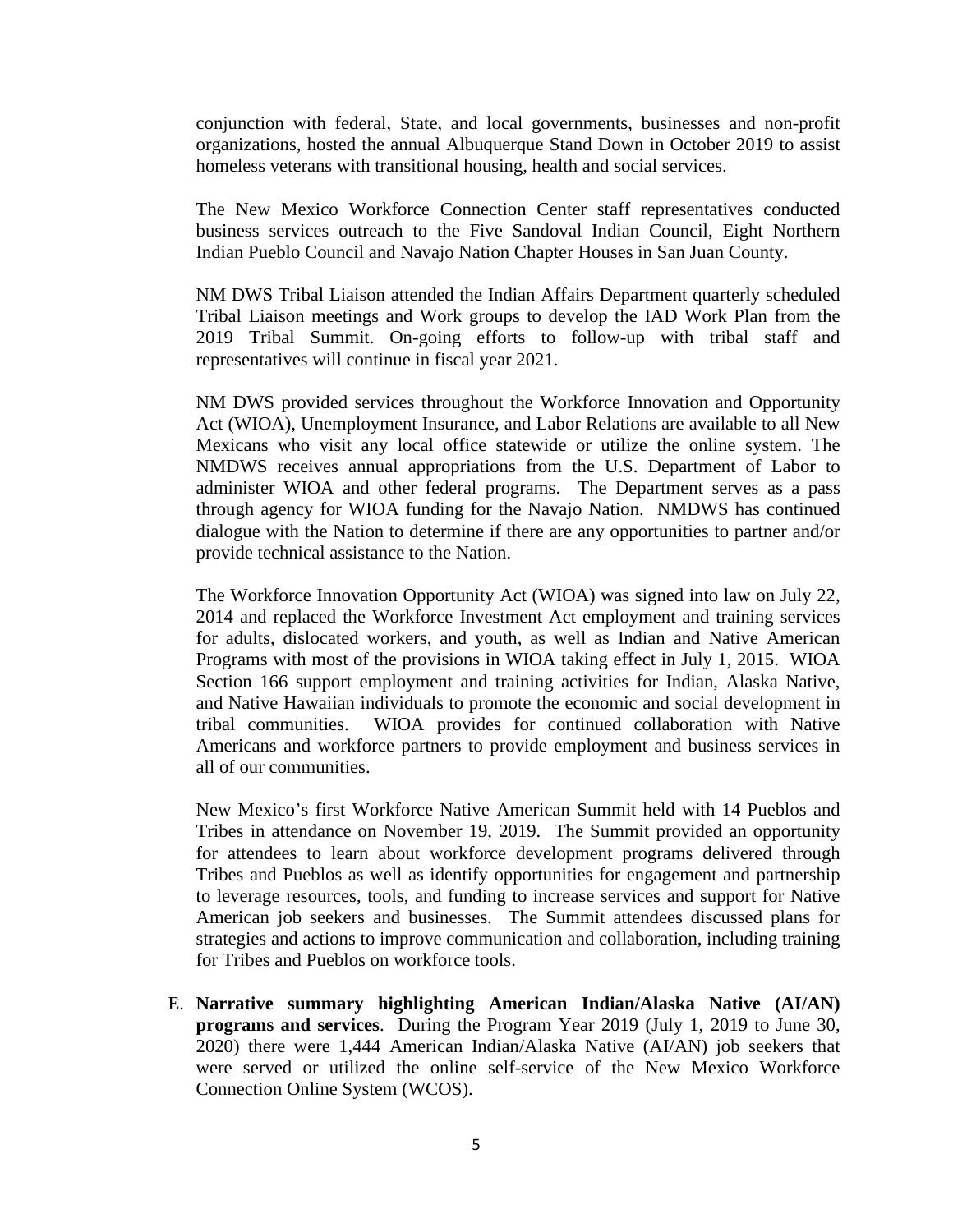conjunction with federal, State, and local governments, businesses and non-profit organizations, hosted the annual Albuquerque Stand Down in October 2019 to assist homeless veterans with transitional housing, health and social services.

The New Mexico Workforce Connection Center staff representatives conducted business services outreach to the Five Sandoval Indian Council, Eight Northern Indian Pueblo Council and Navajo Nation Chapter Houses in San Juan County.

NM DWS Tribal Liaison attended the Indian Affairs Department quarterly scheduled Tribal Liaison meetings and Work groups to develop the IAD Work Plan from the 2019 Tribal Summit. On-going efforts to follow-up with tribal staff and representatives will continue in fiscal year 2021.

NM DWS provided services throughout the Workforce Innovation and Opportunity Act (WIOA), Unemployment Insurance, and Labor Relations are available to all New Mexicans who visit any local office statewide or utilize the online system. The NMDWS receives annual appropriations from the U.S. Department of Labor to administer WIOA and other federal programs. The Department serves as a pass through agency for WIOA funding for the Navajo Nation. NMDWS has continued dialogue with the Nation to determine if there are any opportunities to partner and/or provide technical assistance to the Nation.

The Workforce Innovation Opportunity Act (WIOA) was signed into law on July 22, 2014 and replaced the Workforce Investment Act employment and training services for adults, dislocated workers, and youth, as well as Indian and Native American Programs with most of the provisions in WIOA taking effect in July 1, 2015. WIOA Section 166 support employment and training activities for Indian, Alaska Native, and Native Hawaiian individuals to promote the economic and social development in tribal communities. WIOA provides for continued collaboration with Native Americans and workforce partners to provide employment and business services in all of our communities.

New Mexico's first Workforce Native American Summit held with 14 Pueblos and Tribes in attendance on November 19, 2019. The Summit provided an opportunity for attendees to learn about workforce development programs delivered through Tribes and Pueblos as well as identify opportunities for engagement and partnership to leverage resources, tools, and funding to increase services and support for Native American job seekers and businesses. The Summit attendees discussed plans for strategies and actions to improve communication and collaboration, including training for Tribes and Pueblos on workforce tools.

E. **Narrative summary highlighting American Indian/Alaska Native (AI/AN) programs and services**. During the Program Year 2019 (July 1, 2019 to June 30, 2020) there were 1,444 American Indian/Alaska Native (AI/AN) job seekers that were served or utilized the online self-service of the New Mexico Workforce Connection Online System (WCOS).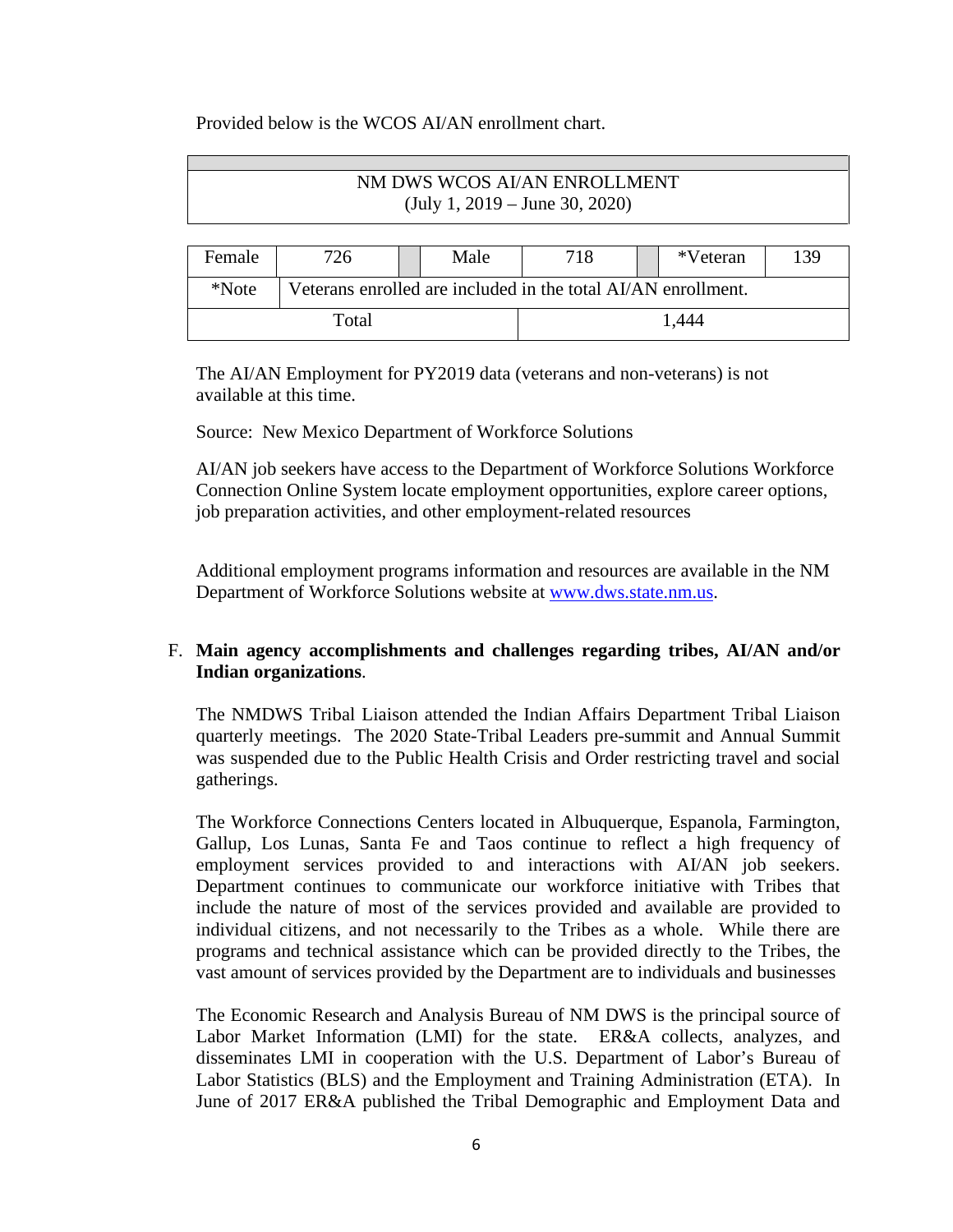Provided below is the WCOS AI/AN enrollment chart.

| NM DWS WCOS AI/AN ENROLLMENT<br>(July 1, 2019 – June 30, 2020) | | | | | | | |
|---|---|---|---|---|---|---|---|
| Female | 726 | | Male | 718 | | *Veteran | 139 |
| *Note | Veterans enrolled are included in the total AI/AN enrollment. | | | | | | |
| Total | | | | 1,444 | | | |

The AI/AN Employment for PY2019 data (veterans and non-veterans) is not available at this time.

Source: New Mexico Department of Workforce Solutions

AI/AN job seekers have access to the Department of Workforce Solutions Workforce Connection Online System locate employment opportunities, explore career options, job preparation activities, and other employment-related resources

Additional employment programs information and resources are available in the NM Department of Workforce Solutions website at [www.dws.state.nm.us](http://www.dws.state.nm.us).

F. **Main agency accomplishments and challenges regarding tribes, AI/AN and/or Indian organizations**.

The NMDWS Tribal Liaison attended the Indian Affairs Department Tribal Liaison quarterly meetings. The 2020 State-Tribal Leaders pre-summit and Annual Summit was suspended due to the Public Health Crisis and Order restricting travel and social gatherings.

The Workforce Connections Centers located in Albuquerque, Espanola, Farmington, Gallup, Los Lunas, Santa Fe and Taos continue to reflect a high frequency of employment services provided to and interactions with AI/AN job seekers. Department continues to communicate our workforce initiative with Tribes that include the nature of most of the services provided and available are provided to individual citizens, and not necessarily to the Tribes as a whole. While there are programs and technical assistance which can be provided directly to the Tribes, the vast amount of services provided by the Department are to individuals and businesses

The Economic Research and Analysis Bureau of NM DWS is the principal source of Labor Market Information (LMI) for the state. ER&A collects, analyzes, and disseminates LMI in cooperation with the U.S. Department of Labor's Bureau of Labor Statistics (BLS) and the Employment and Training Administration (ETA). In June of 2017 ER&A published the Tribal Demographic and Employment Data and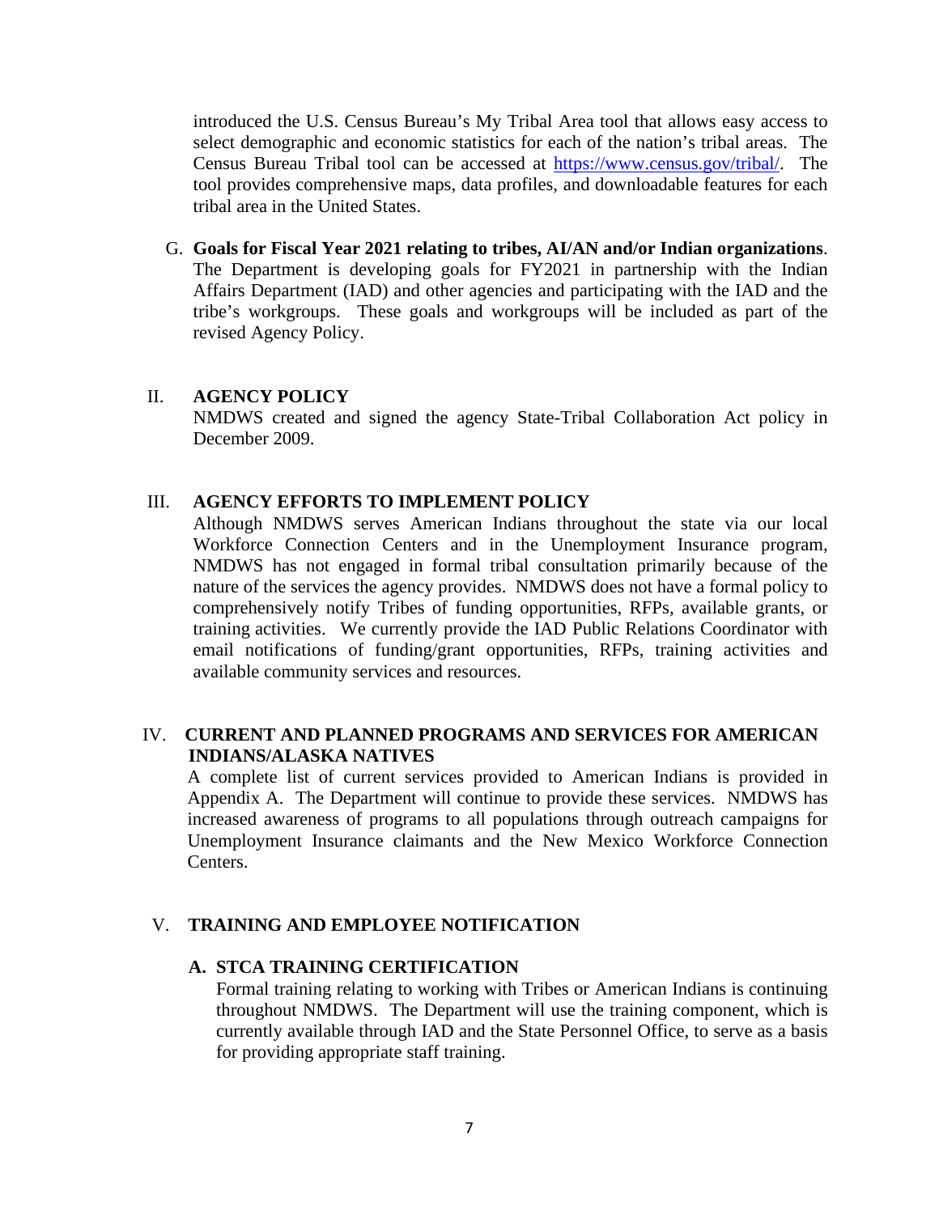introduced the U.S. Census Bureau's My Tribal Area tool that allows easy access to select demographic and economic statistics for each of the nation's tribal areas. The Census Bureau Tribal tool can be accessed at [https://www.census.gov/tribal/](https://www.census.gov/tribal/). The tool provides comprehensive maps, data profiles, and downloadable features for each tribal area in the United States.

G. **Goals for Fiscal Year 2021 relating to tribes, AI/AN and/or Indian organizations**. The Department is developing goals for FY2021 in partnership with the Indian Affairs Department (IAD) and other agencies and participating with the IAD and the tribe's workgroups. These goals and workgroups will be included as part of the revised Agency Policy.

## II. AGENCY POLICY

NMDWS created and signed the agency State-Tribal Collaboration Act policy in December 2009.

## III. AGENCY EFFORTS TO IMPLEMENT POLICY

Although NMDWS serves American Indians throughout the state via our local Workforce Connection Centers and in the Unemployment Insurance program, NMDWS has not engaged in formal tribal consultation primarily because of the nature of the services the agency provides. NMDWS does not have a formal policy to comprehensively notify Tribes of funding opportunities, RFPs, available grants, or training activities. We currently provide the IAD Public Relations Coordinator with email notifications of funding/grant opportunities, RFPs, training activities and available community services and resources.

## IV. CURRENT AND PLANNED PROGRAMS AND SERVICES FOR AMERICAN INDIANS/ALASKA NATIVES

A complete list of current services provided to American Indians is provided in Appendix A. The Department will continue to provide these services. NMDWS has increased awareness of programs to all populations through outreach campaigns for Unemployment Insurance claimants and the New Mexico Workforce Connection Centers.

## V. TRAINING AND EMPLOYEE NOTIFICATION

### A. STCA TRAINING CERTIFICATION

Formal training relating to working with Tribes or American Indians is continuing throughout NMDWS. The Department will use the training component, which is currently available through IAD and the State Personnel Office, to serve as a basis for providing appropriate staff training.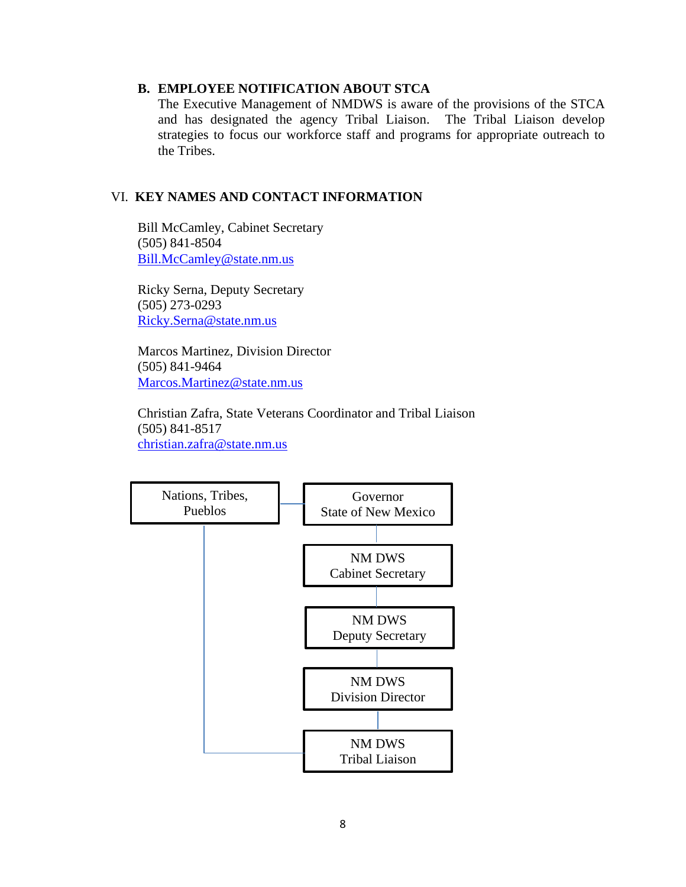### B. EMPLOYEE NOTIFICATION ABOUT STCA

The Executive Management of NMDWS is aware of the provisions of the STCA and has designated the agency Tribal Liaison. The Tribal Liaison develop strategies to focus our workforce staff and programs for appropriate outreach to the Tribes.

## VI. KEY NAMES AND CONTACT INFORMATION

Bill McCamley, Cabinet Secretary
(505) 841-8504
Bill.McCamley@state.nm.us

Ricky Serna, Deputy Secretary
(505) 273-0293
Ricky.Serna@state.nm.us

Marcos Martinez, Division Director
(505) 841-9464
Marcos.Martinez@state.nm.us

Christian Zafra, State Veterans Coordinator and Tribal Liaison
(505) 841-8517
christian.zafra@state.nm.us

Nations, Tribes, Pueblos — Governor State of New Mexico

Governor State of New Mexico
→ NM DWS Cabinet Secretary
→ NM DWS Deputy Secretary
→ NM DWS Division Director
→ NM DWS Tribal Liaison — Nations, Tribes, Pueblos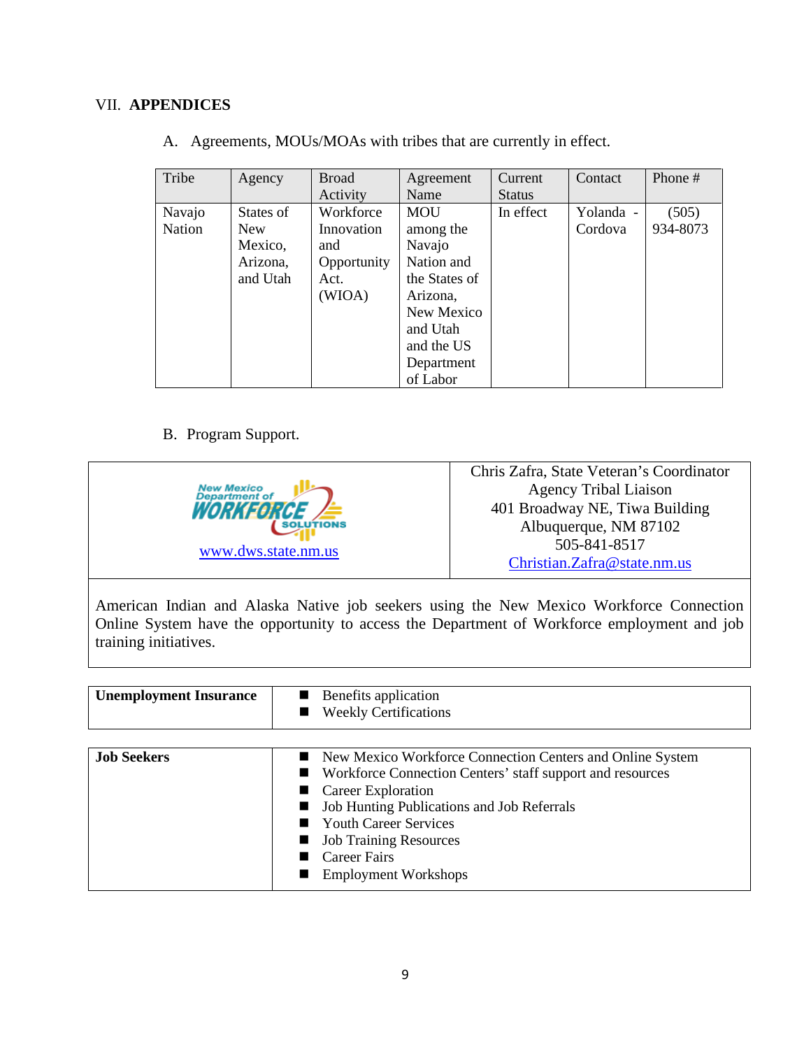## VII. **APPENDICES**

A. Agreements, MOUs/MOAs with tribes that are currently in effect.

| Tribe | Agency | Broad Activity | Agreement Name | Current Status | Contact | Phone # |
|---|---|---|---|---|---|---|
| Navajo Nation | States of New Mexico, Arizona, and Utah | Workforce Innovation and Opportunity Act. (WIOA) | MOU among the Navajo Nation and the States of Arizona, New Mexico and Utah and the US Department of Labor | In effect | Yolanda - Cordova | (505) 934-8073 |

B. Program Support.

| New Mexico Department of Workforce Solutions<br>www.dws.state.nm.us | Chris Zafra, State Veteran's Coordinator<br>Agency Tribal Liaison<br>401 Broadway NE, Tiwa Building<br>Albuquerque, NM 87102<br>505-841-8517<br>Christian.Zafra@state.nm.us |
|---|---|

American Indian and Alaska Native job seekers using the New Mexico Workforce Connection Online System have the opportunity to access the Department of Workforce employment and job training initiatives.

| **Unemployment Insurance** | ■ Benefits application<br>■ Weekly Certifications |
|---|---|

| **Job Seekers** | ■ New Mexico Workforce Connection Centers and Online System<br>■ Workforce Connection Centers' staff support and resources<br>■ Career Exploration<br>■ Job Hunting Publications and Job Referrals<br>■ Youth Career Services<br>■ Job Training Resources<br>■ Career Fairs<br>■ Employment Workshops |
|---|---|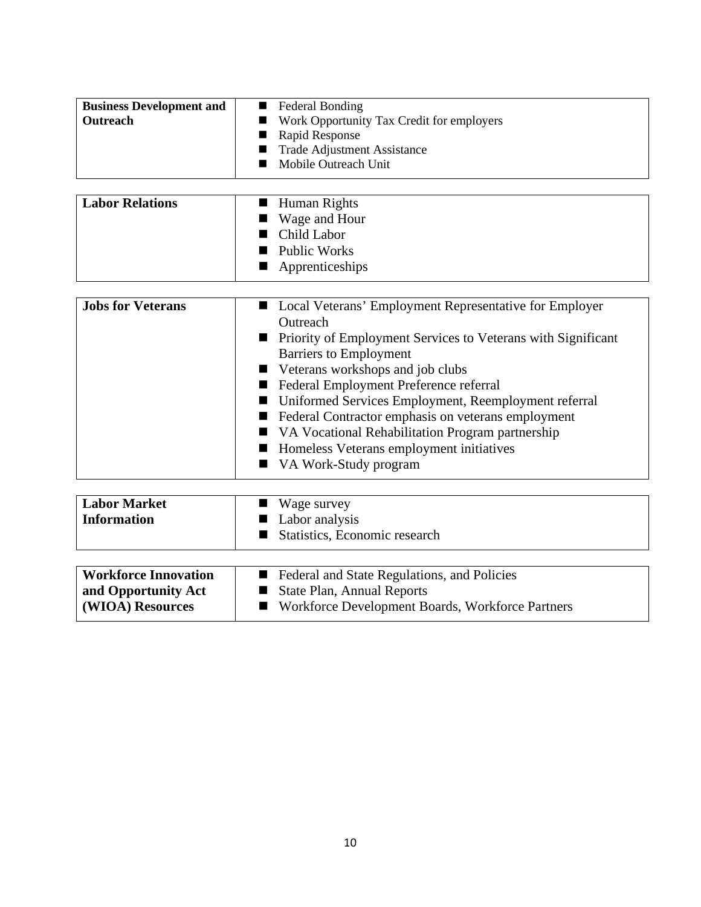| | |
|---|---|
| **Business Development and Outreach** | ■ Federal Bonding<br>■ Work Opportunity Tax Credit for employers<br>■ Rapid Response<br>■ Trade Adjustment Assistance<br>■ Mobile Outreach Unit |

| | |
|---|---|
| **Labor Relations** | ■ Human Rights<br>■ Wage and Hour<br>■ Child Labor<br>■ Public Works<br>■ Apprenticeships |

| | |
|---|---|
| **Jobs for Veterans** | ■ Local Veterans' Employment Representative for Employer Outreach<br>■ Priority of Employment Services to Veterans with Significant Barriers to Employment<br>■ Veterans workshops and job clubs<br>■ Federal Employment Preference referral<br>■ Uniformed Services Employment, Reemployment referral<br>■ Federal Contractor emphasis on veterans employment<br>■ VA Vocational Rehabilitation Program partnership<br>■ Homeless Veterans employment initiatives<br>■ VA Work-Study program |

| | |
|---|---|
| **Labor Market Information** | ■ Wage survey<br>■ Labor analysis<br>■ Statistics, Economic research |

| | |
|---|---|
| **Workforce Innovation and Opportunity Act (WIOA) Resources** | ■ Federal and State Regulations, and Policies<br>■ State Plan, Annual Reports<br>■ Workforce Development Boards, Workforce Partners |